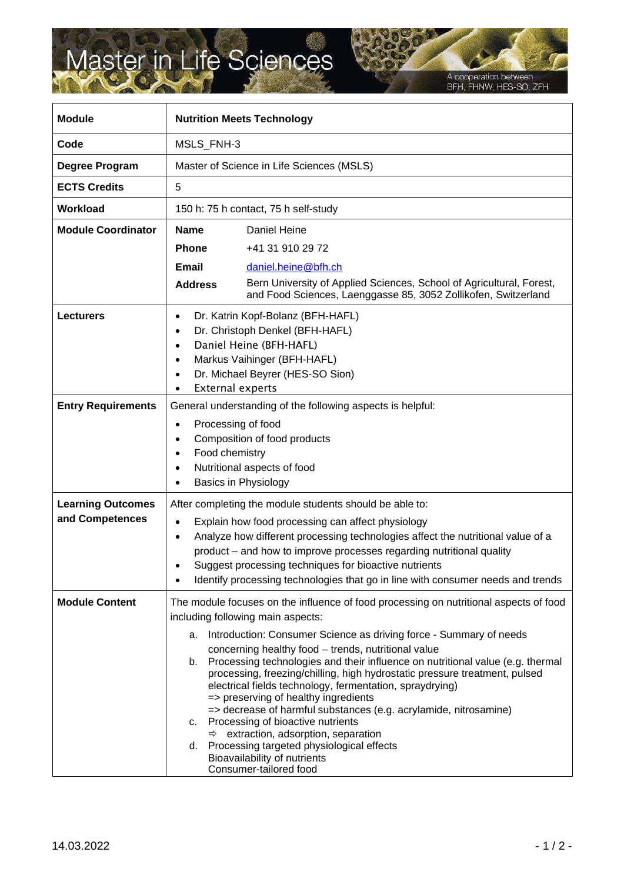# Master in Life Sciences

A cooperation between BFH, FHNW, HES-SO, ZFH

| Module | Nutrition Meets Technology |
|---|---|
| Code | MSLS_FNH-3 |
| Degree Program | Master of Science in Life Sciences (MSLS) |
| ECTS Credits | 5 |
| Workload | 150 h: 75 h contact, 75 h self-study |
| Module Coordinator | **Name** Daniel Heine<br>**Phone** +41 31 910 29 72<br>**Email** daniel.heine@bfh.ch<br>**Address** Bern University of Applied Sciences, School of Agricultural, Forest, and Food Sciences, Laenggasse 85, 3052 Zollikofen, Switzerland |
| Lecturers | • Dr. Katrin Kopf-Bolanz (BFH-HAFL)<br>• Dr. Christoph Denkel (BFH-HAFL)<br>• Daniel Heine (BFH-HAFL)<br>• Markus Vaihinger (BFH-HAFL)<br>• Dr. Michael Beyrer (HES-SO Sion)<br>• External experts |
| Entry Requirements | General understanding of the following aspects is helpful:<br>• Processing of food<br>• Composition of food products<br>• Food chemistry<br>• Nutritional aspects of food<br>• Basics in Physiology |
| Learning Outcomes and Competences | After completing the module students should be able to:<br>• Explain how food processing can affect physiology<br>• Analyze how different processing technologies affect the nutritional value of a product – and how to improve processes regarding nutritional quality<br>• Suggest processing techniques for bioactive nutrients<br>• Identify processing technologies that go in line with consumer needs and trends |
| Module Content | The module focuses on the influence of food processing on nutritional aspects of food including following main aspects:<br>a. Introduction: Consumer Science as driving force - Summary of needs concerning healthy food – trends, nutritional value<br>b. Processing technologies and their influence on nutritional value (e.g. thermal processing, freezing/chilling, high hydrostatic pressure treatment, pulsed electrical fields technology, fermentation, spraydrying)<br>=> preserving of healthy ingredients<br>=> decrease of harmful substances (e.g. acrylamide, nitrosamine)<br>c. Processing of bioactive nutrients<br>⇨ extraction, adsorption, separation<br>d. Processing targeted physiological effects<br>Bioavailability of nutrients<br>Consumer-tailored food |

14.03.2022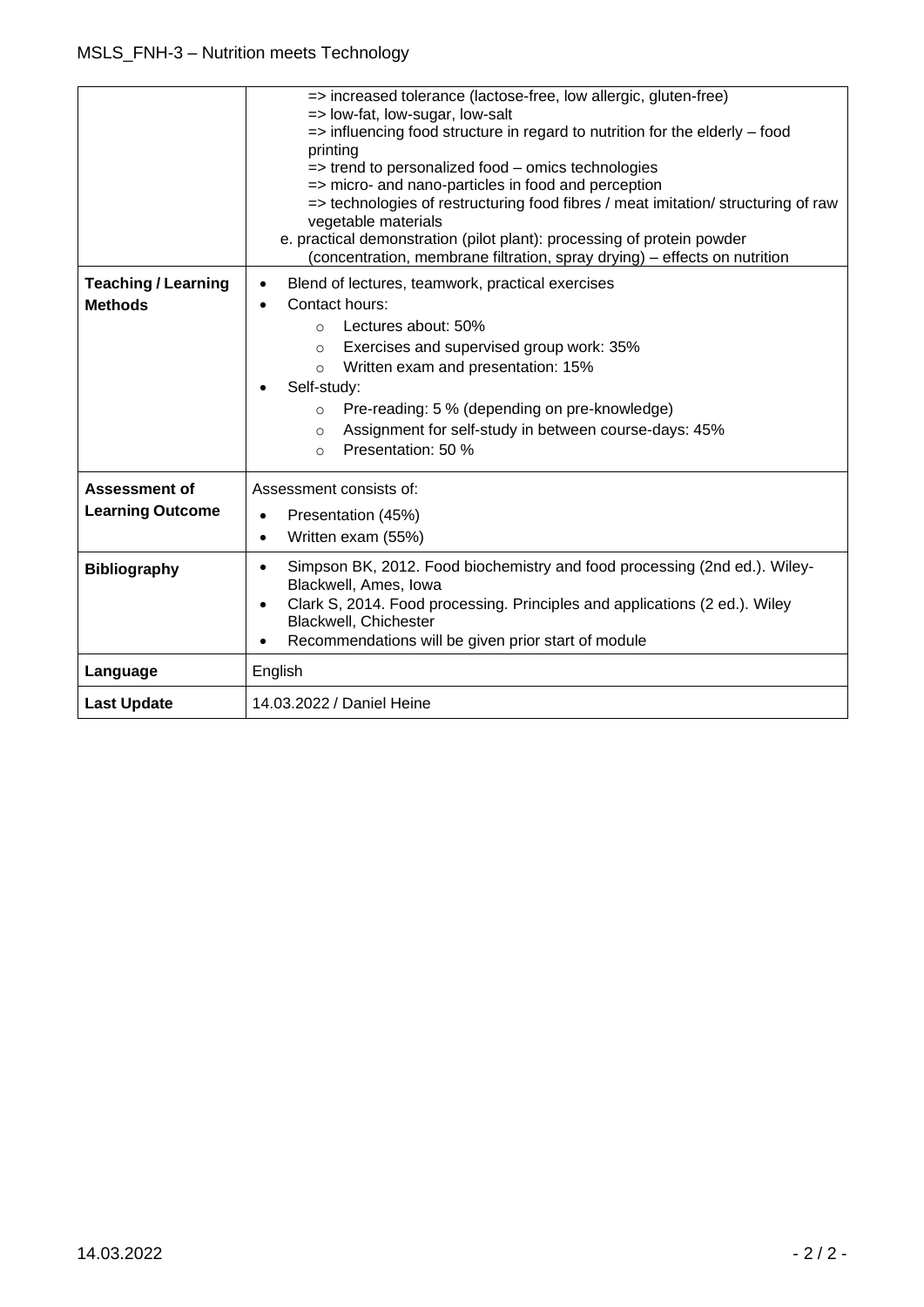| | |
|---|---|
| | => increased tolerance (lactose-free, low allergic, gluten-free)<br>=> low-fat, low-sugar, low-salt<br>=> influencing food structure in regard to nutrition for the elderly – food printing<br>=> trend to personalized food – omics technologies<br>=> micro- and nano-particles in food and perception<br>=> technologies of restructuring food fibres / meat imitation/ structuring of raw vegetable materials<br>e. practical demonstration (pilot plant): processing of protein powder (concentration, membrane filtration, spray drying) – effects on nutrition |
| **Teaching / Learning Methods** | • Blend of lectures, teamwork, practical exercises<br>• Contact hours:<br>  ○ Lectures about: 50%<br>  ○ Exercises and supervised group work: 35%<br>  ○ Written exam and presentation: 15%<br>• Self-study:<br>  ○ Pre-reading: 5 % (depending on pre-knowledge)<br>  ○ Assignment for self-study in between course-days: 45%<br>  ○ Presentation: 50 % |
| **Assessment of Learning Outcome** | Assessment consists of:<br>• Presentation (45%)<br>• Written exam (55%) |
| **Bibliography** | • Simpson BK, 2012. Food biochemistry and food processing (2nd ed.). Wiley-Blackwell, Ames, Iowa<br>• Clark S, 2014. Food processing. Principles and applications (2 ed.). Wiley Blackwell, Chichester<br>• Recommendations will be given prior start of module |
| **Language** | English |
| **Last Update** | 14.03.2022 / Daniel Heine |